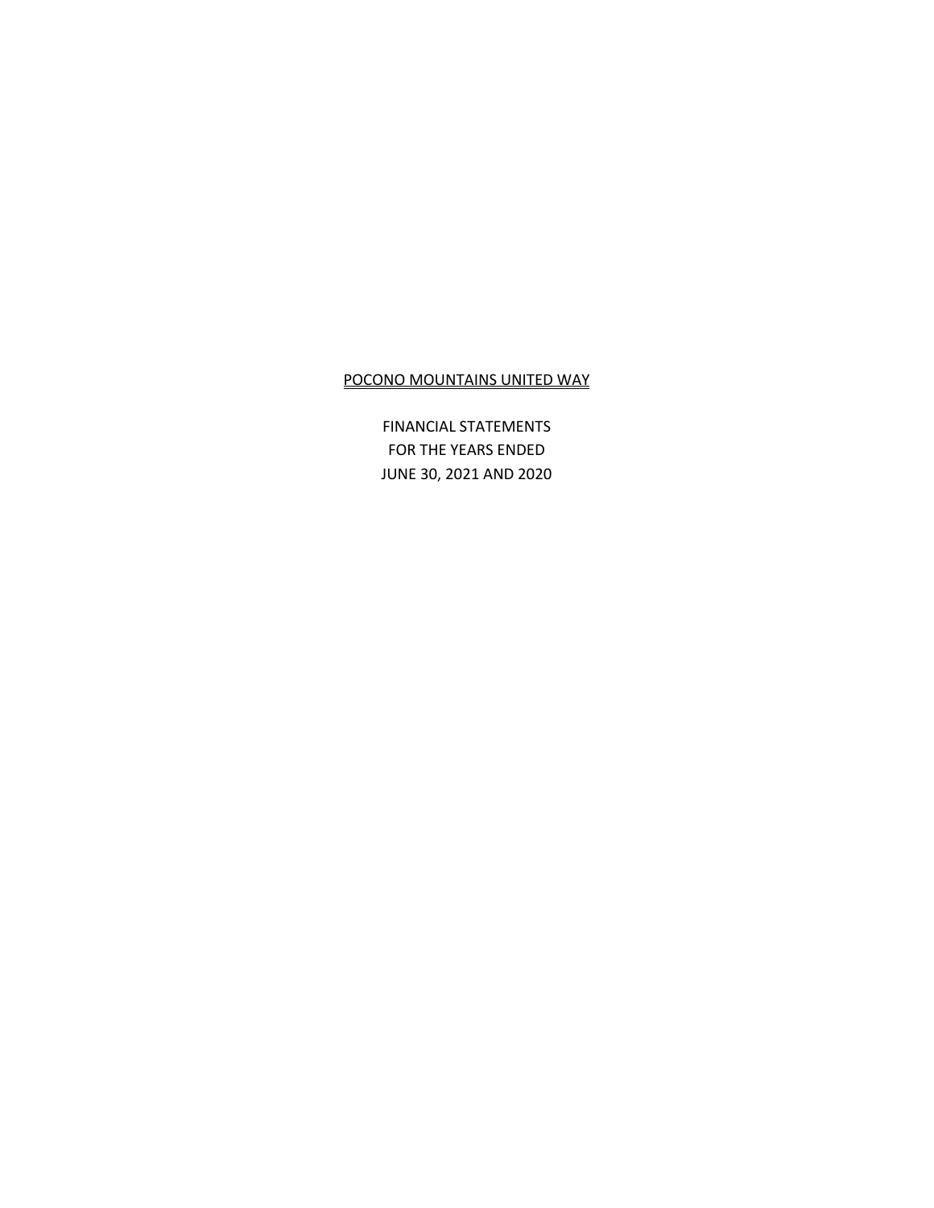# POCONO MOUNTAINS UNITED WAY

FINANCIAL STATEMENTS
FOR THE YEARS ENDED
JUNE 30, 2021 AND 2020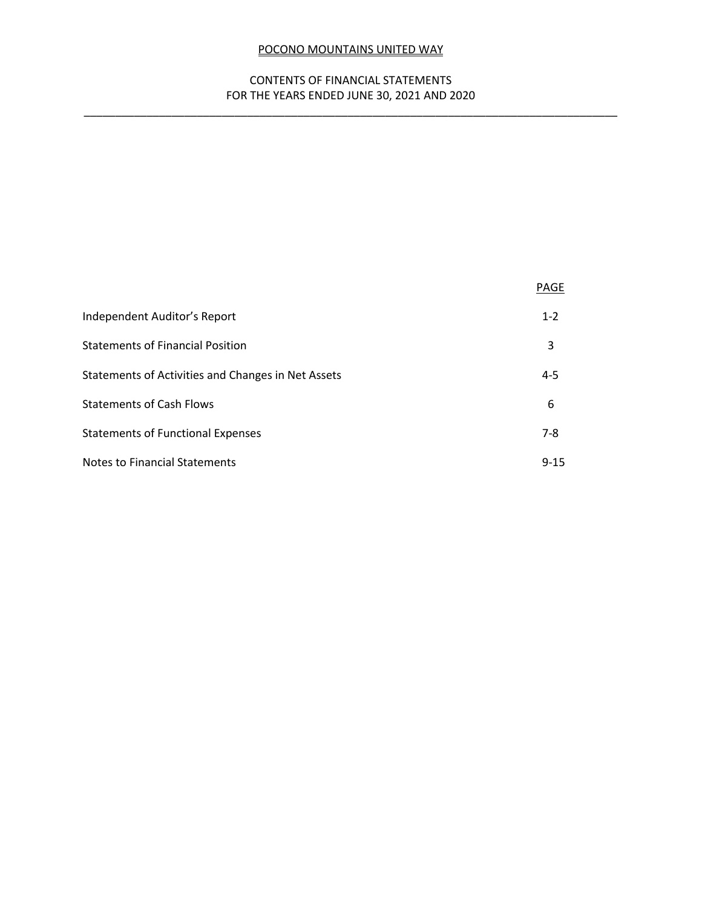# POCONO MOUNTAINS UNITED WAY

## CONTENTS OF FINANCIAL STATEMENTS
## FOR THE YEARS ENDED JUNE 30, 2021 AND 2020

| | PAGE |
|---|---|
| Independent Auditor's Report | 1-2 |
| Statements of Financial Position | 3 |
| Statements of Activities and Changes in Net Assets | 4-5 |
| Statements of Cash Flows | 6 |
| Statements of Functional Expenses | 7-8 |
| Notes to Financial Statements | 9-15 |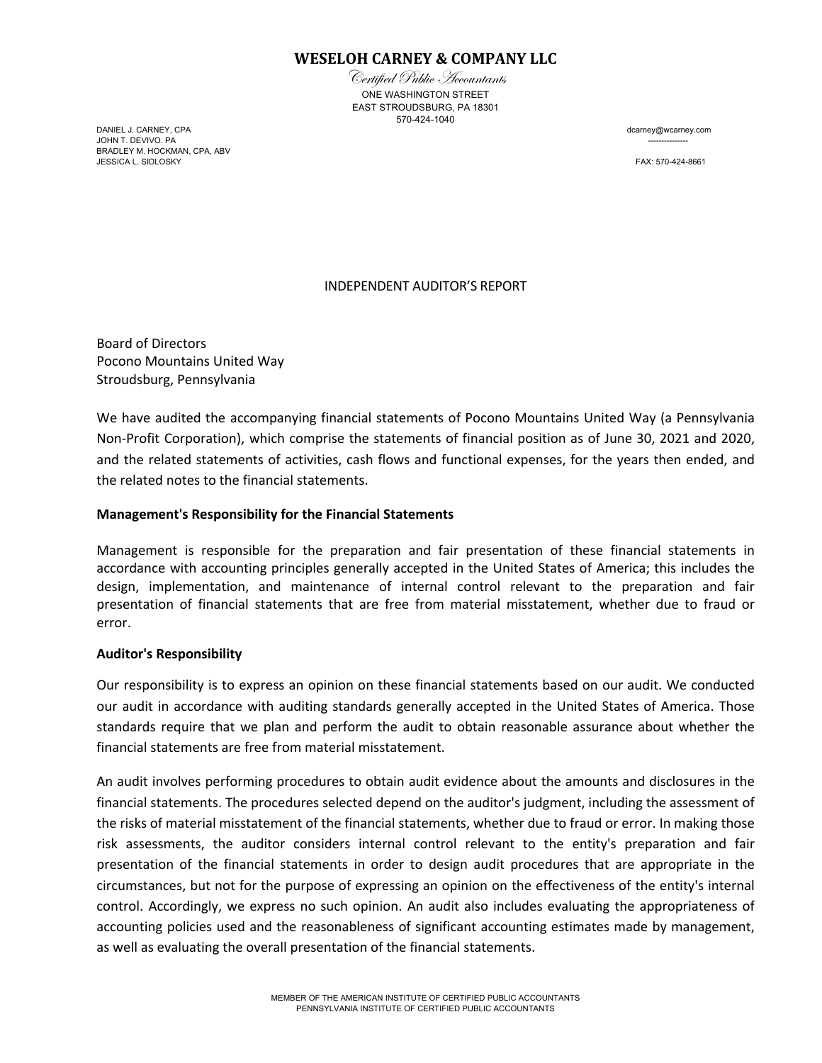**WESELOH CARNEY & COMPANY LLC**

*Certified Public Accountants*

ONE WASHINGTON STREET
EAST STROUDSBURG, PA 18301
570-424-1040

DANIEL J. CARNEY, CPA
JOHN T. DEVIVO. PA
BRADLEY M. HOCKMAN, CPA, ABV
JESSICA L. SIDLOSKY

dcarney@wcarney.com
--------------
FAX: 570-424-8661

INDEPENDENT AUDITOR'S REPORT

Board of Directors
Pocono Mountains United Way
Stroudsburg, Pennsylvania

We have audited the accompanying financial statements of Pocono Mountains United Way (a Pennsylvania Non-Profit Corporation), which comprise the statements of financial position as of June 30, 2021 and 2020, and the related statements of activities, cash flows and functional expenses, for the years then ended, and the related notes to the financial statements.

**Management's Responsibility for the Financial Statements**

Management is responsible for the preparation and fair presentation of these financial statements in accordance with accounting principles generally accepted in the United States of America; this includes the design, implementation, and maintenance of internal control relevant to the preparation and fair presentation of financial statements that are free from material misstatement, whether due to fraud or error.

**Auditor's Responsibility**

Our responsibility is to express an opinion on these financial statements based on our audit. We conducted our audit in accordance with auditing standards generally accepted in the United States of America. Those standards require that we plan and perform the audit to obtain reasonable assurance about whether the financial statements are free from material misstatement.

An audit involves performing procedures to obtain audit evidence about the amounts and disclosures in the financial statements. The procedures selected depend on the auditor's judgment, including the assessment of the risks of material misstatement of the financial statements, whether due to fraud or error. In making those risk assessments, the auditor considers internal control relevant to the entity's preparation and fair presentation of the financial statements in order to design audit procedures that are appropriate in the circumstances, but not for the purpose of expressing an opinion on the effectiveness of the entity's internal control. Accordingly, we express no such opinion. An audit also includes evaluating the appropriateness of accounting policies used and the reasonableness of significant accounting estimates made by management, as well as evaluating the overall presentation of the financial statements.

MEMBER OF THE AMERICAN INSTITUTE OF CERTIFIED PUBLIC ACCOUNTANTS
PENNSYLVANIA INSTITUTE OF CERTIFIED PUBLIC ACCOUNTANTS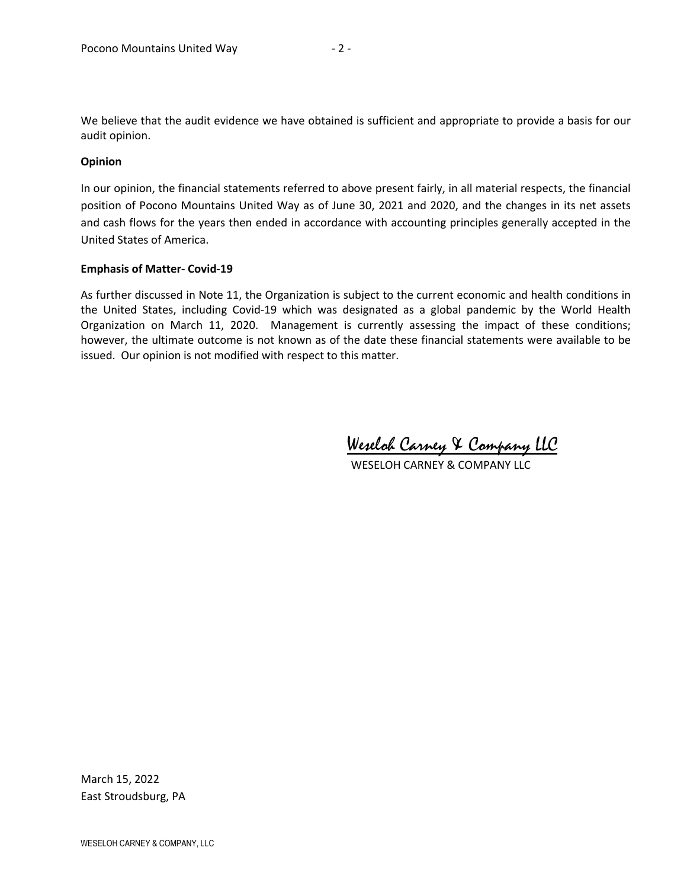We believe that the audit evidence we have obtained is sufficient and appropriate to provide a basis for our audit opinion.

**Opinion**

In our opinion, the financial statements referred to above present fairly, in all material respects, the financial position of Pocono Mountains United Way as of June 30, 2021 and 2020, and the changes in its net assets and cash flows for the years then ended in accordance with accounting principles generally accepted in the United States of America.

**Emphasis of Matter- Covid-19**

As further discussed in Note 11, the Organization is subject to the current economic and health conditions in the United States, including Covid-19 which was designated as a global pandemic by the World Health Organization on March 11, 2020. Management is currently assessing the impact of these conditions; however, the ultimate outcome is not known as of the date these financial statements were available to be issued. Our opinion is not modified with respect to this matter.

*Weseloh Carney & Company LLC*

WESELOH CARNEY & COMPANY LLC

March 15, 2022
East Stroudsburg, PA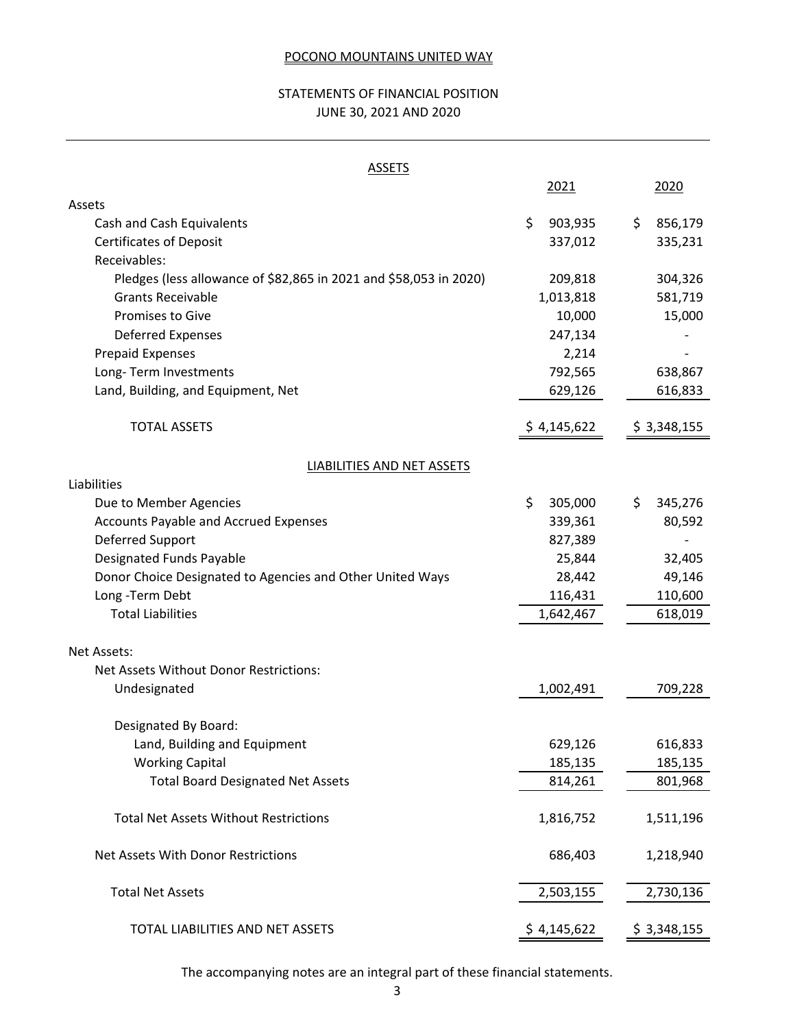POCONO MOUNTAINS UNITED WAY

STATEMENTS OF FINANCIAL POSITION
JUNE 30, 2021 AND 2020

| ASSETS | 2021 | 2020 |
|---|---|---|
| Assets | | |
| Cash and Cash Equivalents | $ 903,935 | $ 856,179 |
| Certificates of Deposit | 337,012 | 335,231 |
| Receivables: | | |
| Pledges (less allowance of $82,865 in 2021 and $58,053 in 2020) | 209,818 | 304,326 |
| Grants Receivable | 1,013,818 | 581,719 |
| Promises to Give | 10,000 | 15,000 |
| Deferred Expenses | 247,134 | - |
| Prepaid Expenses | 2,214 | - |
| Long- Term Investments | 792,565 | 638,867 |
| Land, Building, and Equipment, Net | 629,126 | 616,833 |
| TOTAL ASSETS | $ 4,145,622 | $ 3,348,155 |
| **LIABILITIES AND NET ASSETS** | | |
| Liabilities | | |
| Due to Member Agencies | $ 305,000 | $ 345,276 |
| Accounts Payable and Accrued Expenses | 339,361 | 80,592 |
| Deferred Support | 827,389 | - |
| Designated Funds Payable | 25,844 | 32,405 |
| Donor Choice Designated to Agencies and Other United Ways | 28,442 | 49,146 |
| Long -Term Debt | 116,431 | 110,600 |
| Total Liabilities | 1,642,467 | 618,019 |
| Net Assets: | | |
| Net Assets Without Donor Restrictions: | | |
| Undesignated | 1,002,491 | 709,228 |
| Designated By Board: | | |
| Land, Building and Equipment | 629,126 | 616,833 |
| Working Capital | 185,135 | 185,135 |
| Total Board Designated Net Assets | 814,261 | 801,968 |
| Total Net Assets Without Restrictions | 1,816,752 | 1,511,196 |
| Net Assets With Donor Restrictions | 686,403 | 1,218,940 |
| Total Net Assets | 2,503,155 | 2,730,136 |
| TOTAL LIABILITIES AND NET ASSETS | $ 4,145,622 | $ 3,348,155 |

The accompanying notes are an integral part of these financial statements.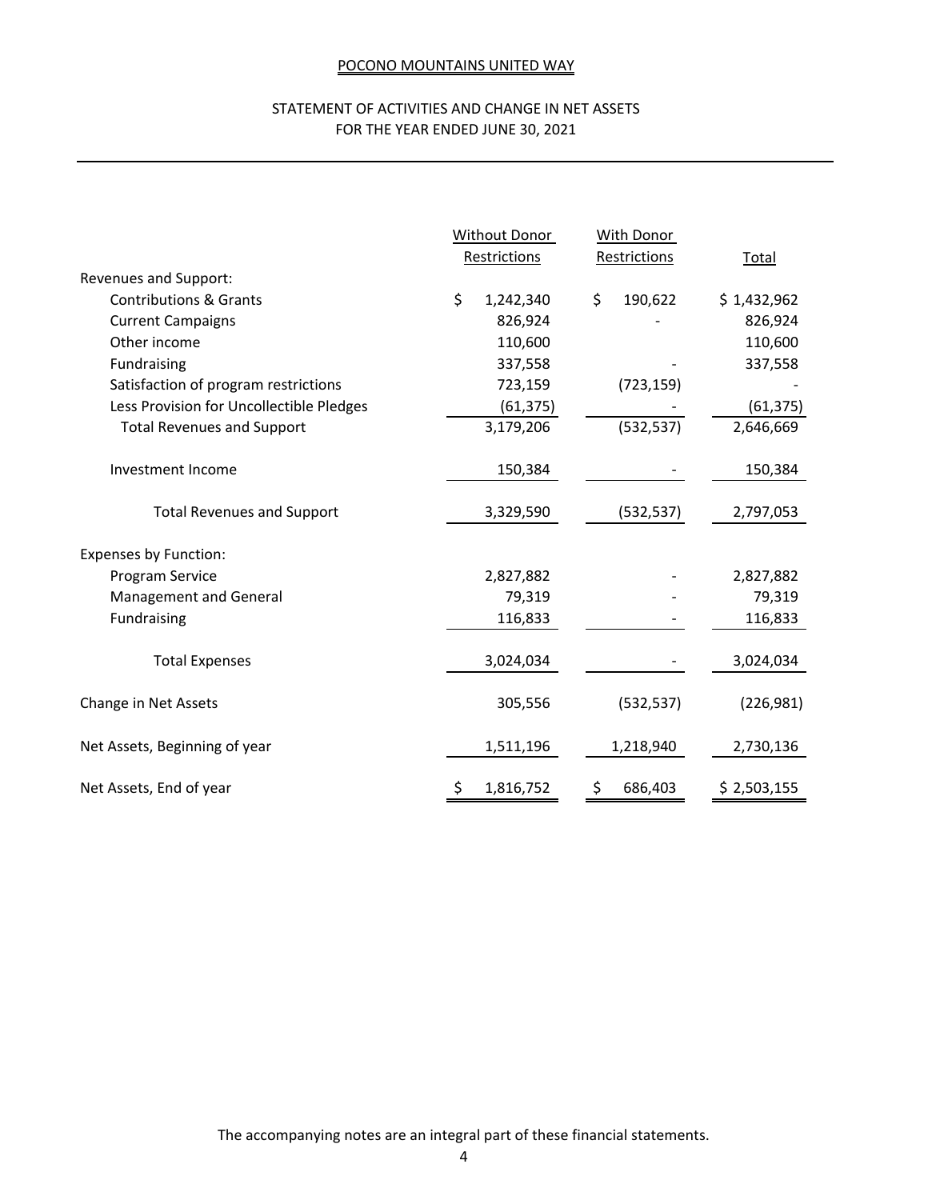POCONO MOUNTAINS UNITED WAY

STATEMENT OF ACTIVITIES AND CHANGE IN NET ASSETS
FOR THE YEAR ENDED JUNE 30, 2021

| | Without Donor Restrictions | With Donor Restrictions | Total |
|---|---|---|---|
| Revenues and Support: | | | |
| Contributions & Grants | $ 1,242,340 | $ 190,622 | $ 1,432,962 |
| Current Campaigns | 826,924 | - | 826,924 |
| Other income | 110,600 | | 110,600 |
| Fundraising | 337,558 | - | 337,558 |
| Satisfaction of program restrictions | 723,159 | (723,159) | - |
| Less Provision for Uncollectible Pledges | (61,375) | - | (61,375) |
| Total Revenues and Support | 3,179,206 | (532,537) | 2,646,669 |
| Investment Income | 150,384 | - | 150,384 |
| Total Revenues and Support | 3,329,590 | (532,537) | 2,797,053 |
| Expenses by Function: | | | |
| Program Service | 2,827,882 | - | 2,827,882 |
| Management and General | 79,319 | - | 79,319 |
| Fundraising | 116,833 | - | 116,833 |
| Total Expenses | 3,024,034 | - | 3,024,034 |
| Change in Net Assets | 305,556 | (532,537) | (226,981) |
| Net Assets, Beginning of year | 1,511,196 | 1,218,940 | 2,730,136 |
| Net Assets, End of year | $ 1,816,752 | $ 686,403 | $ 2,503,155 |

The accompanying notes are an integral part of these financial statements.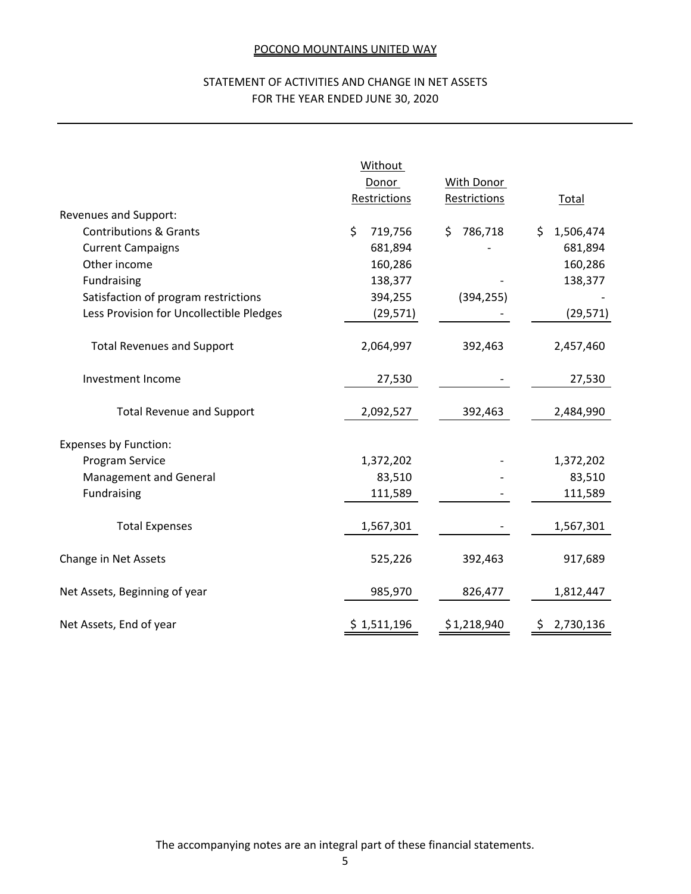POCONO MOUNTAINS UNITED WAY

STATEMENT OF ACTIVITIES AND CHANGE IN NET ASSETS
FOR THE YEAR ENDED JUNE 30, 2020

| | Without Donor Restrictions | With Donor Restrictions | Total |
|---|---|---|---|
| Revenues and Support: | | | |
| Contributions & Grants | $ 719,756 | $ 786,718 | $ 1,506,474 |
| Current Campaigns | 681,894 | - | 681,894 |
| Other income | 160,286 | | 160,286 |
| Fundraising | 138,377 | - | 138,377 |
| Satisfaction of program restrictions | 394,255 | (394,255) | - |
| Less Provision for Uncollectible Pledges | (29,571) | - | (29,571) |
| Total Revenues and Support | 2,064,997 | 392,463 | 2,457,460 |
| Investment Income | 27,530 | - | 27,530 |
| Total Revenue and Support | 2,092,527 | 392,463 | 2,484,990 |
| Expenses by Function: | | | |
| Program Service | 1,372,202 | - | 1,372,202 |
| Management and General | 83,510 | - | 83,510 |
| Fundraising | 111,589 | - | 111,589 |
| Total Expenses | 1,567,301 | - | 1,567,301 |
| Change in Net Assets | 525,226 | 392,463 | 917,689 |
| Net Assets, Beginning of year | 985,970 | 826,477 | 1,812,447 |
| Net Assets, End of year | $ 1,511,196 | $ 1,218,940 | $ 2,730,136 |

The accompanying notes are an integral part of these financial statements.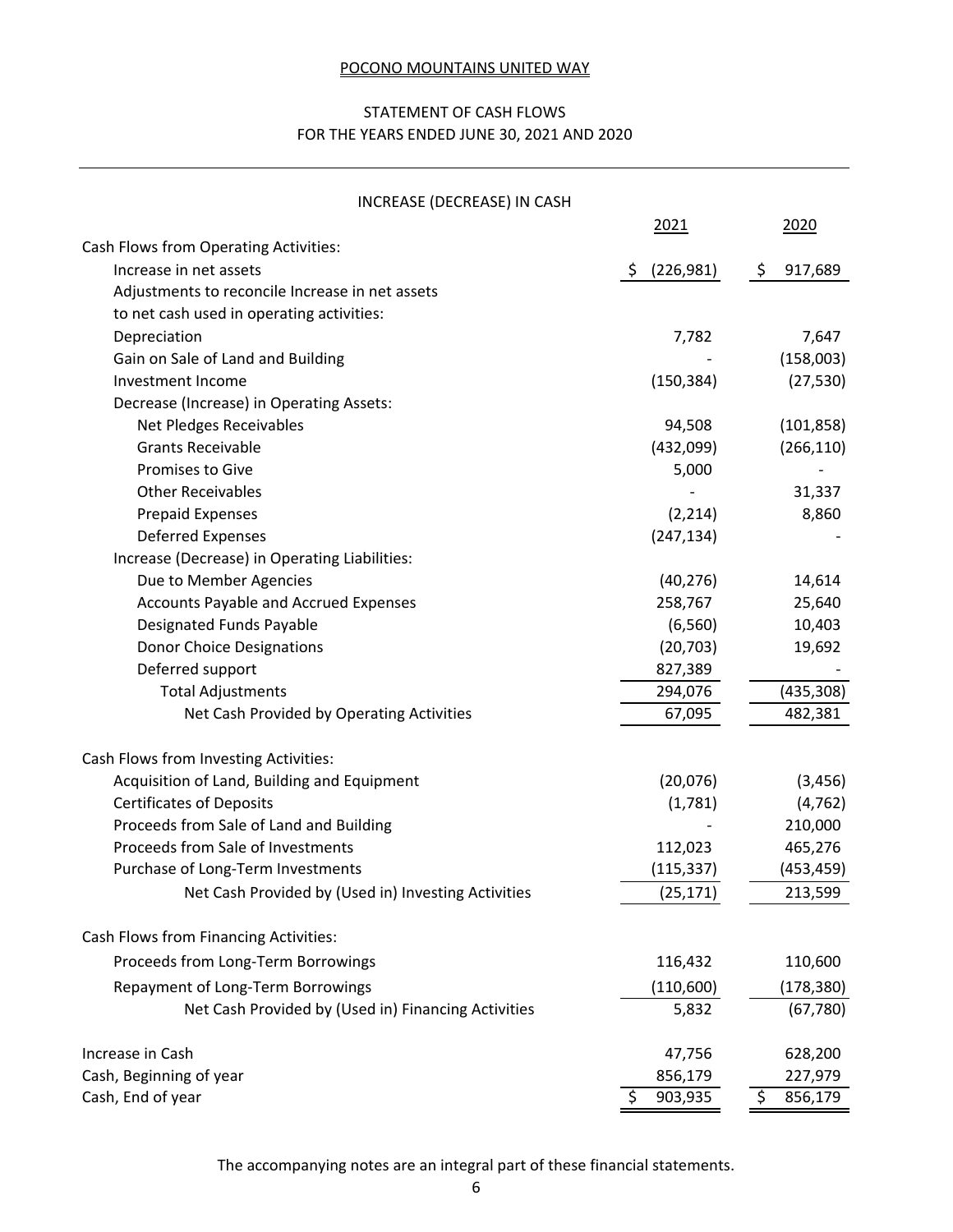POCONO MOUNTAINS UNITED WAY

STATEMENT OF CASH FLOWS
FOR THE YEARS ENDED JUNE 30, 2021 AND 2020

INCREASE (DECREASE) IN CASH

| | 2021 | 2020 |
|---|---|---|
| Cash Flows from Operating Activities: | | |
| Increase in net assets | $ (226,981) | $ 917,689 |
| Adjustments to reconcile Increase in net assets to net cash used in operating activities: | | |
| Depreciation | 7,782 | 7,647 |
| Gain on Sale of Land and Building | - | (158,003) |
| Investment Income | (150,384) | (27,530) |
| Decrease (Increase) in Operating Assets: | | |
| Net Pledges Receivables | 94,508 | (101,858) |
| Grants Receivable | (432,099) | (266,110) |
| Promises to Give | 5,000 | - |
| Other Receivables | - | 31,337 |
| Prepaid Expenses | (2,214) | 8,860 |
| Deferred Expenses | (247,134) | - |
| Increase (Decrease) in Operating Liabilities: | | |
| Due to Member Agencies | (40,276) | 14,614 |
| Accounts Payable and Accrued Expenses | 258,767 | 25,640 |
| Designated Funds Payable | (6,560) | 10,403 |
| Donor Choice Designations | (20,703) | 19,692 |
| Deferred support | 827,389 | - |
| Total Adjustments | 294,076 | (435,308) |
| Net Cash Provided by Operating Activities | 67,095 | 482,381 |
| Cash Flows from Investing Activities: | | |
| Acquisition of Land, Building and Equipment | (20,076) | (3,456) |
| Certificates of Deposits | (1,781) | (4,762) |
| Proceeds from Sale of Land and Building | - | 210,000 |
| Proceeds from Sale of Investments | 112,023 | 465,276 |
| Purchase of Long-Term Investments | (115,337) | (453,459) |
| Net Cash Provided by (Used in) Investing Activities | (25,171) | 213,599 |
| Cash Flows from Financing Activities: | | |
| Proceeds from Long-Term Borrowings | 116,432 | 110,600 |
| Repayment of Long-Term Borrowings | (110,600) | (178,380) |
| Net Cash Provided by (Used in) Financing Activities | 5,832 | (67,780) |
| Increase in Cash | 47,756 | 628,200 |
| Cash, Beginning of year | 856,179 | 227,979 |
| Cash, End of year | $ 903,935 | $ 856,179 |

The accompanying notes are an integral part of these financial statements.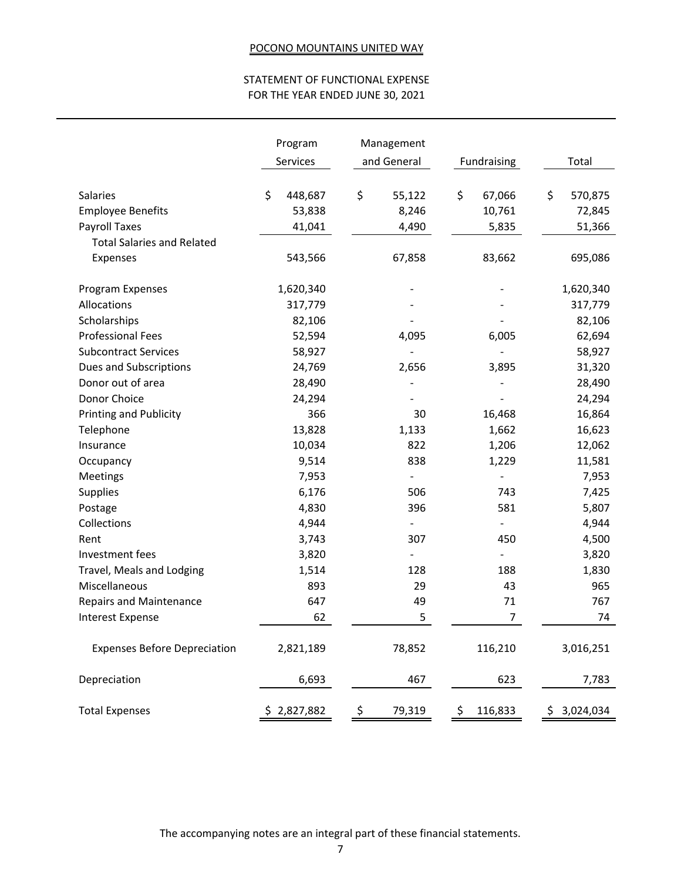POCONO MOUNTAINS UNITED WAY

STATEMENT OF FUNCTIONAL EXPENSE
FOR THE YEAR ENDED JUNE 30, 2021

| | Program Services | Management and General | Fundraising | Total |
|---|---|---|---|---|
| Salaries | $ 448,687 | $ 55,122 | $ 67,066 | $ 570,875 |
| Employee Benefits | 53,838 | 8,246 | 10,761 | 72,845 |
| Payroll Taxes | 41,041 | 4,490 | 5,835 | 51,366 |
| Total Salaries and Related Expenses | 543,566 | 67,858 | 83,662 | 695,086 |
| Program Expenses | 1,620,340 | - | - | 1,620,340 |
| Allocations | 317,779 | - | - | 317,779 |
| Scholarships | 82,106 | - | - | 82,106 |
| Professional Fees | 52,594 | 4,095 | 6,005 | 62,694 |
| Subcontract Services | 58,927 | - | - | 58,927 |
| Dues and Subscriptions | 24,769 | 2,656 | 3,895 | 31,320 |
| Donor out of area | 28,490 | - | - | 28,490 |
| Donor Choice | 24,294 | - | - | 24,294 |
| Printing and Publicity | 366 | 30 | 16,468 | 16,864 |
| Telephone | 13,828 | 1,133 | 1,662 | 16,623 |
| Insurance | 10,034 | 822 | 1,206 | 12,062 |
| Occupancy | 9,514 | 838 | 1,229 | 11,581 |
| Meetings | 7,953 | - | - | 7,953 |
| Supplies | 6,176 | 506 | 743 | 7,425 |
| Postage | 4,830 | 396 | 581 | 5,807 |
| Collections | 4,944 | - | - | 4,944 |
| Rent | 3,743 | 307 | 450 | 4,500 |
| Investment fees | 3,820 | - | - | 3,820 |
| Travel, Meals and Lodging | 1,514 | 128 | 188 | 1,830 |
| Miscellaneous | 893 | 29 | 43 | 965 |
| Repairs and Maintenance | 647 | 49 | 71 | 767 |
| Interest Expense | 62 | 5 | 7 | 74 |
| Expenses Before Depreciation | 2,821,189 | 78,852 | 116,210 | 3,016,251 |
| Depreciation | 6,693 | 467 | 623 | 7,783 |
| Total Expenses | $ 2,827,882 | $ 79,319 | $ 116,833 | $ 3,024,034 |

The accompanying notes are an integral part of these financial statements.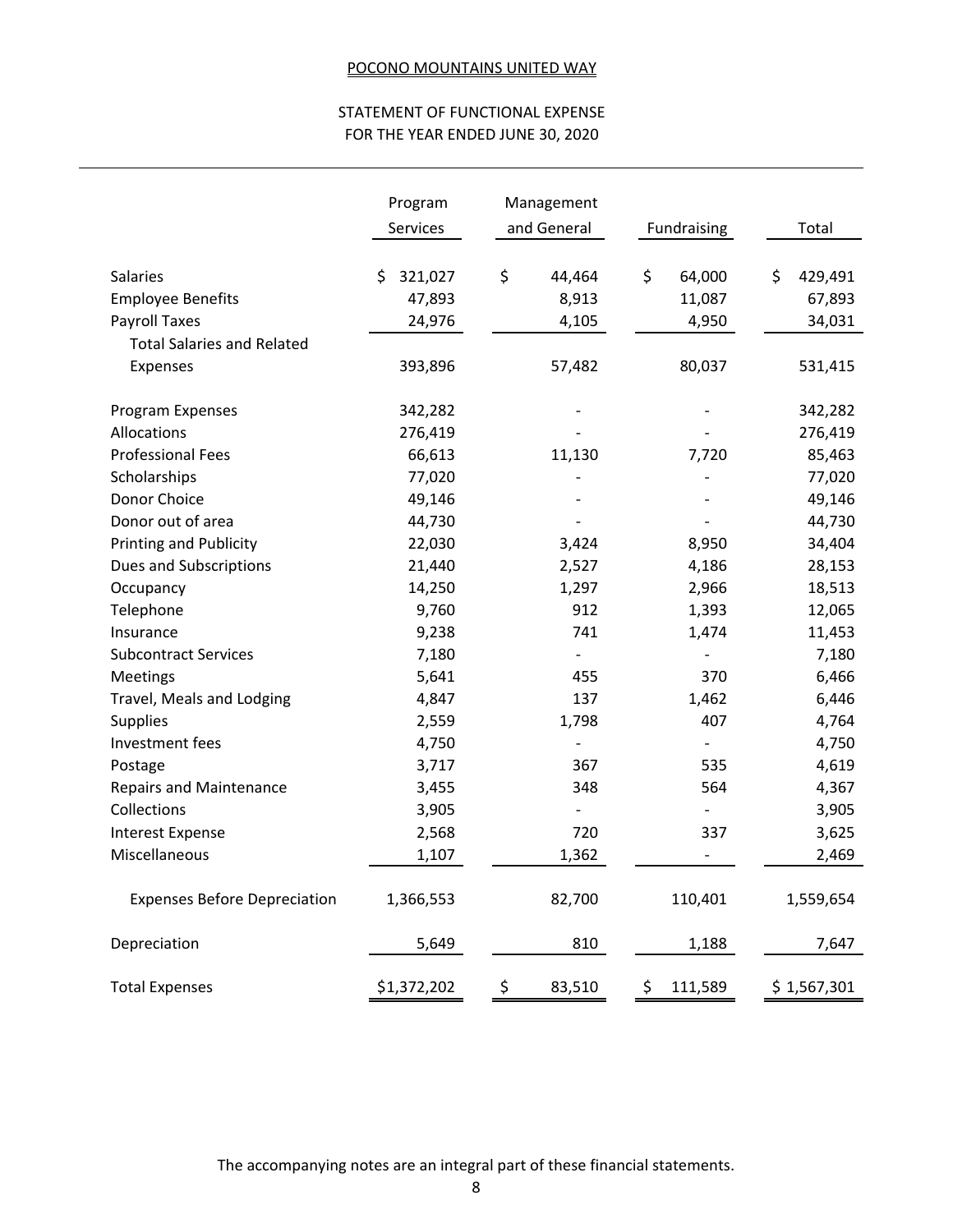POCONO MOUNTAINS UNITED WAY

STATEMENT OF FUNCTIONAL EXPENSE
FOR THE YEAR ENDED JUNE 30, 2020

| | Program Services | Management and General | Fundraising | Total |
|---|---|---|---|---|
| Salaries | $ 321,027 | $ 44,464 | $ 64,000 | $ 429,491 |
| Employee Benefits | 47,893 | 8,913 | 11,087 | 67,893 |
| Payroll Taxes | 24,976 | 4,105 | 4,950 | 34,031 |
| Total Salaries and Related Expenses | 393,896 | 57,482 | 80,037 | 531,415 |
| Program Expenses | 342,282 | - | - | 342,282 |
| Allocations | 276,419 | - | - | 276,419 |
| Professional Fees | 66,613 | 11,130 | 7,720 | 85,463 |
| Scholarships | 77,020 | - | - | 77,020 |
| Donor Choice | 49,146 | - | - | 49,146 |
| Donor out of area | 44,730 | - | - | 44,730 |
| Printing and Publicity | 22,030 | 3,424 | 8,950 | 34,404 |
| Dues and Subscriptions | 21,440 | 2,527 | 4,186 | 28,153 |
| Occupancy | 14,250 | 1,297 | 2,966 | 18,513 |
| Telephone | 9,760 | 912 | 1,393 | 12,065 |
| Insurance | 9,238 | 741 | 1,474 | 11,453 |
| Subcontract Services | 7,180 | - | - | 7,180 |
| Meetings | 5,641 | 455 | 370 | 6,466 |
| Travel, Meals and Lodging | 4,847 | 137 | 1,462 | 6,446 |
| Supplies | 2,559 | 1,798 | 407 | 4,764 |
| Investment fees | 4,750 | - | - | 4,750 |
| Postage | 3,717 | 367 | 535 | 4,619 |
| Repairs and Maintenance | 3,455 | 348 | 564 | 4,367 |
| Collections | 3,905 | - | - | 3,905 |
| Interest Expense | 2,568 | 720 | 337 | 3,625 |
| Miscellaneous | 1,107 | 1,362 | - | 2,469 |
| Expenses Before Depreciation | 1,366,553 | 82,700 | 110,401 | 1,559,654 |
| Depreciation | 5,649 | 810 | 1,188 | 7,647 |
| Total Expenses | $1,372,202 | $ 83,510 | $ 111,589 | $ 1,567,301 |

The accompanying notes are an integral part of these financial statements.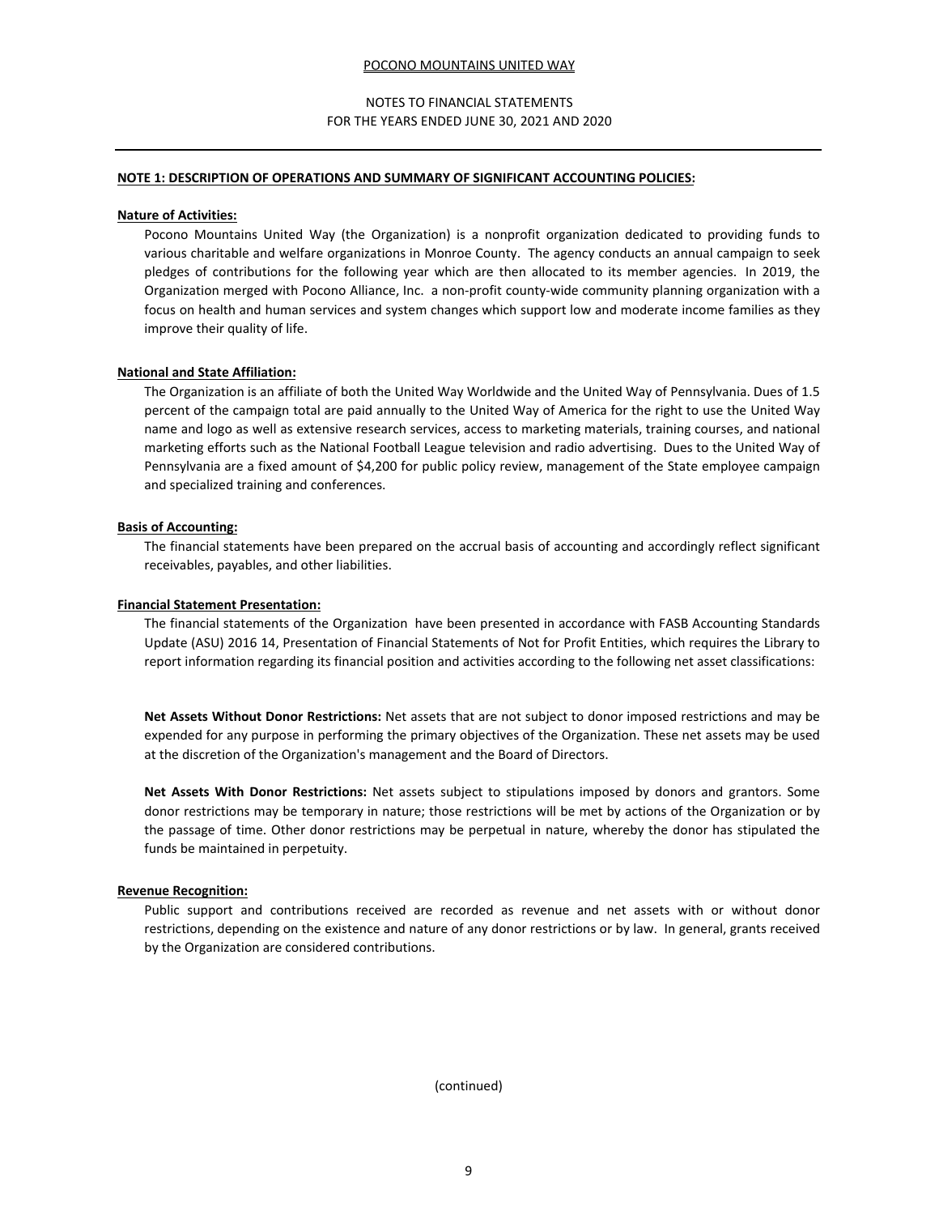POCONO MOUNTAINS UNITED WAY

NOTES TO FINANCIAL STATEMENTS
FOR THE YEARS ENDED JUNE 30, 2021 AND 2020

## NOTE 1: DESCRIPTION OF OPERATIONS AND SUMMARY OF SIGNIFICANT ACCOUNTING POLICIES:

### Nature of Activities:

Pocono Mountains United Way (the Organization) is a nonprofit organization dedicated to providing funds to various charitable and welfare organizations in Monroe County. The agency conducts an annual campaign to seek pledges of contributions for the following year which are then allocated to its member agencies. In 2019, the Organization merged with Pocono Alliance, Inc. a non-profit county-wide community planning organization with a focus on health and human services and system changes which support low and moderate income families as they improve their quality of life.

### National and State Affiliation:

The Organization is an affiliate of both the United Way Worldwide and the United Way of Pennsylvania. Dues of 1.5 percent of the campaign total are paid annually to the United Way of America for the right to use the United Way name and logo as well as extensive research services, access to marketing materials, training courses, and national marketing efforts such as the National Football League television and radio advertising. Dues to the United Way of Pennsylvania are a fixed amount of $4,200 for public policy review, management of the State employee campaign and specialized training and conferences.

### Basis of Accounting:

The financial statements have been prepared on the accrual basis of accounting and accordingly reflect significant receivables, payables, and other liabilities.

### Financial Statement Presentation:

The financial statements of the Organization have been presented in accordance with FASB Accounting Standards Update (ASU) 2016 14, Presentation of Financial Statements of Not for Profit Entities, which requires the Library to report information regarding its financial position and activities according to the following net asset classifications:

**Net Assets Without Donor Restrictions:** Net assets that are not subject to donor imposed restrictions and may be expended for any purpose in performing the primary objectives of the Organization. These net assets may be used at the discretion of the Organization's management and the Board of Directors.

**Net Assets With Donor Restrictions:** Net assets subject to stipulations imposed by donors and grantors. Some donor restrictions may be temporary in nature; those restrictions will be met by actions of the Organization or by the passage of time. Other donor restrictions may be perpetual in nature, whereby the donor has stipulated the funds be maintained in perpetuity.

### Revenue Recognition:

Public support and contributions received are recorded as revenue and net assets with or without donor restrictions, depending on the existence and nature of any donor restrictions or by law. In general, grants received by the Organization are considered contributions.

(continued)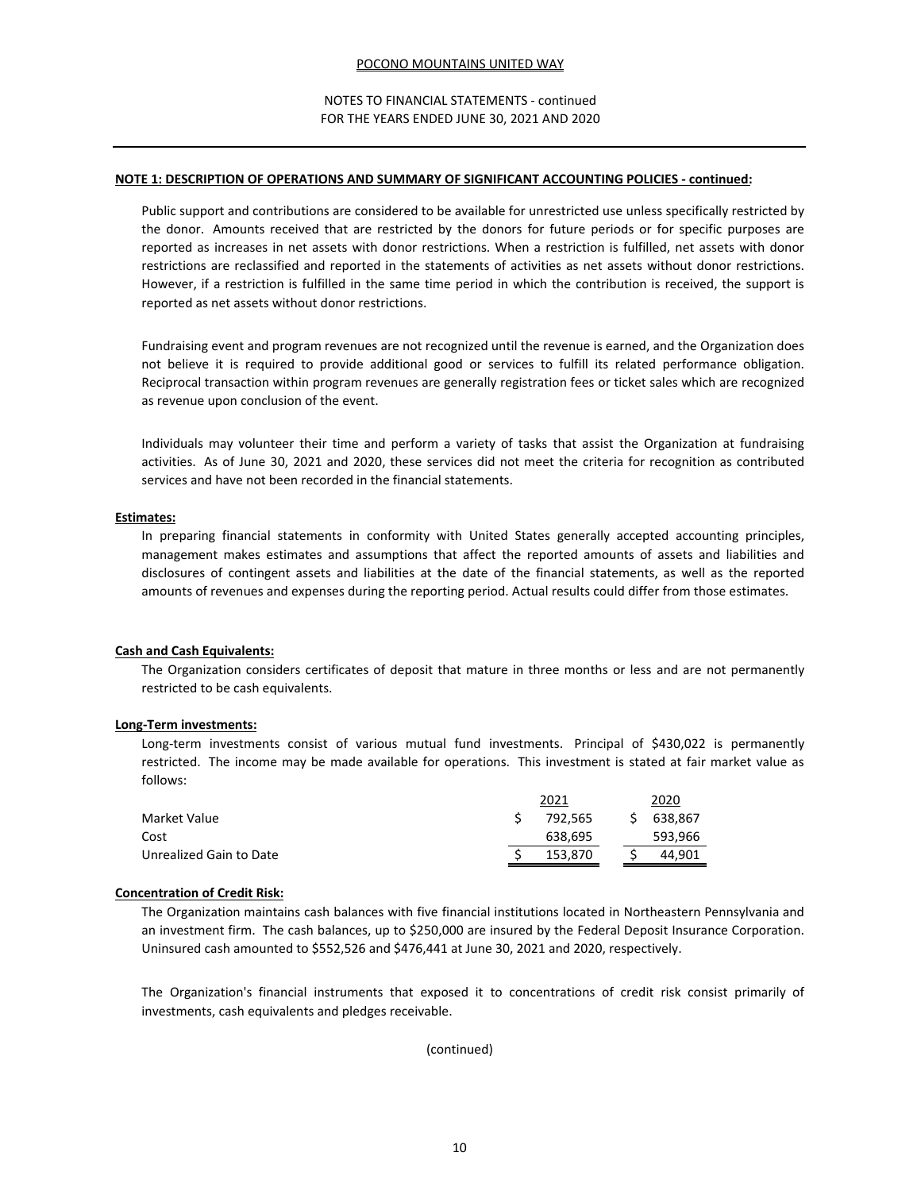**NOTE 1: DESCRIPTION OF OPERATIONS AND SUMMARY OF SIGNIFICANT ACCOUNTING POLICIES - continued:**

Public support and contributions are considered to be available for unrestricted use unless specifically restricted by the donor. Amounts received that are restricted by the donors for future periods or for specific purposes are reported as increases in net assets with donor restrictions. When a restriction is fulfilled, net assets with donor restrictions are reclassified and reported in the statements of activities as net assets without donor restrictions. However, if a restriction is fulfilled in the same time period in which the contribution is received, the support is reported as net assets without donor restrictions.

Fundraising event and program revenues are not recognized until the revenue is earned, and the Organization does not believe it is required to provide additional good or services to fulfill its related performance obligation. Reciprocal transaction within program revenues are generally registration fees or ticket sales which are recognized as revenue upon conclusion of the event.

Individuals may volunteer their time and perform a variety of tasks that assist the Organization at fundraising activities. As of June 30, 2021 and 2020, these services did not meet the criteria for recognition as contributed services and have not been recorded in the financial statements.

**Estimates:**

In preparing financial statements in conformity with United States generally accepted accounting principles, management makes estimates and assumptions that affect the reported amounts of assets and liabilities and disclosures of contingent assets and liabilities at the date of the financial statements, as well as the reported amounts of revenues and expenses during the reporting period. Actual results could differ from those estimates.

**Cash and Cash Equivalents:**

The Organization considers certificates of deposit that mature in three months or less and are not permanently restricted to be cash equivalents.

**Long-Term investments:**

Long-term investments consist of various mutual fund investments. Principal of $430,022 is permanently restricted. The income may be made available for operations. This investment is stated at fair market value as follows:

| | 2021 | 2020 |
|---|---|---|
| Market Value | $ 792,565 | $ 638,867 |
| Cost | 638,695 | 593,966 |
| Unrealized Gain to Date | $ 153,870 | $ 44,901 |

**Concentration of Credit Risk:**

The Organization maintains cash balances with five financial institutions located in Northeastern Pennsylvania and an investment firm. The cash balances, up to $250,000 are insured by the Federal Deposit Insurance Corporation. Uninsured cash amounted to $552,526 and $476,441 at June 30, 2021 and 2020, respectively.

The Organization's financial instruments that exposed it to concentrations of credit risk consist primarily of investments, cash equivalents and pledges receivable.

(continued)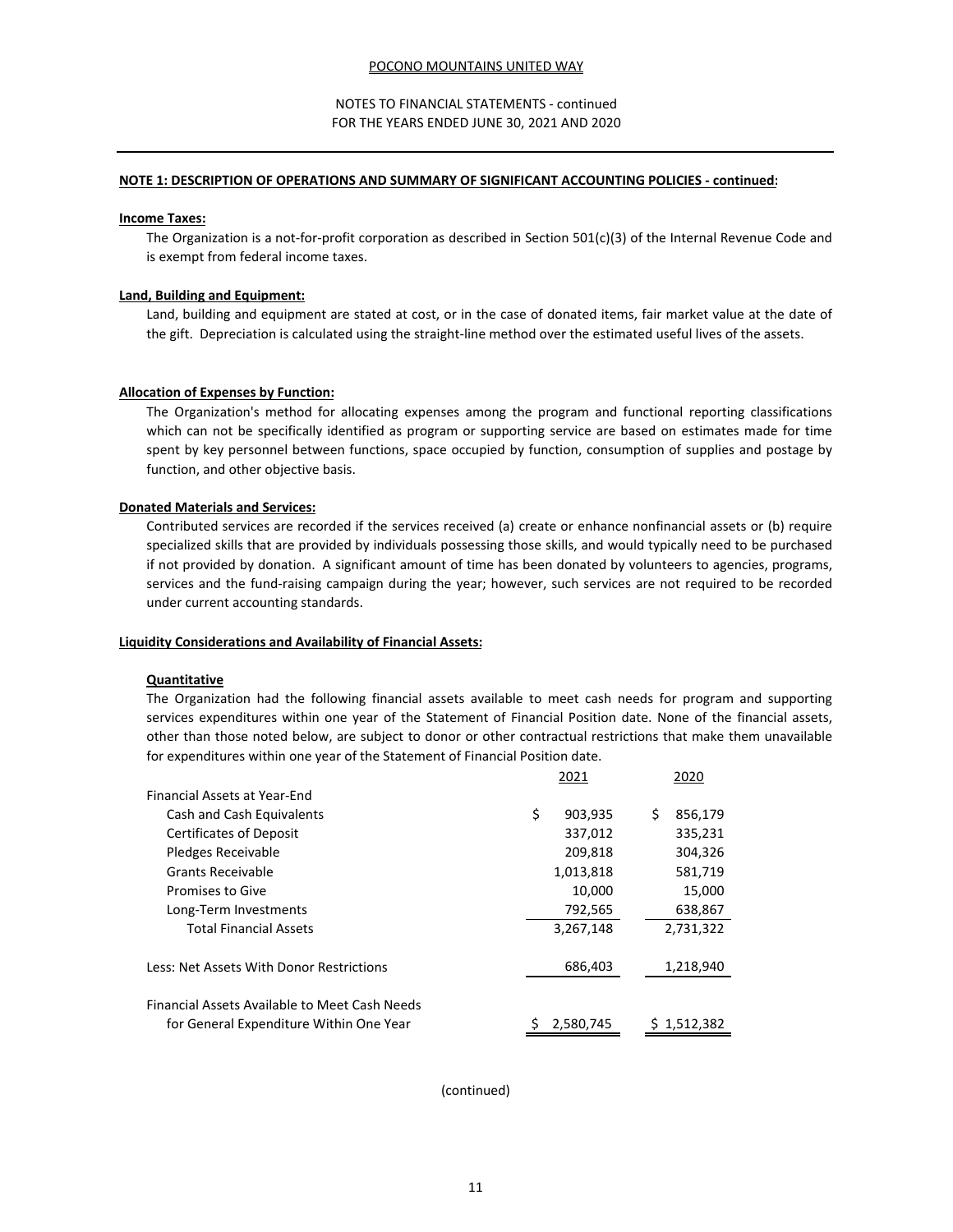## NOTE 1: DESCRIPTION OF OPERATIONS AND SUMMARY OF SIGNIFICANT ACCOUNTING POLICIES - continued:

### Income Taxes:

The Organization is a not-for-profit corporation as described in Section 501(c)(3) of the Internal Revenue Code and is exempt from federal income taxes.

### Land, Building and Equipment:

Land, building and equipment are stated at cost, or in the case of donated items, fair market value at the date of the gift. Depreciation is calculated using the straight-line method over the estimated useful lives of the assets.

### Allocation of Expenses by Function:

The Organization's method for allocating expenses among the program and functional reporting classifications which can not be specifically identified as program or supporting service are based on estimates made for time spent by key personnel between functions, space occupied by function, consumption of supplies and postage by function, and other objective basis.

### Donated Materials and Services:

Contributed services are recorded if the services received (a) create or enhance nonfinancial assets or (b) require specialized skills that are provided by individuals possessing those skills, and would typically need to be purchased if not provided by donation. A significant amount of time has been donated by volunteers to agencies, programs, services and the fund-raising campaign during the year; however, such services are not required to be recorded under current accounting standards.

### Liquidity Considerations and Availability of Financial Assets:

#### Quantitative

The Organization had the following financial assets available to meet cash needs for program and supporting services expenditures within one year of the Statement of Financial Position date. None of the financial assets, other than those noted below, are subject to donor or other contractual restrictions that make them unavailable for expenditures within one year of the Statement of Financial Position date.

| | 2021 | 2020 |
|---|---|---|
| Financial Assets at Year-End | | |
| Cash and Cash Equivalents | $ 903,935 | $ 856,179 |
| Certificates of Deposit | 337,012 | 335,231 |
| Pledges Receivable | 209,818 | 304,326 |
| Grants Receivable | 1,013,818 | 581,719 |
| Promises to Give | 10,000 | 15,000 |
| Long-Term Investments | 792,565 | 638,867 |
| Total Financial Assets | 3,267,148 | 2,731,322 |
| Less: Net Assets With Donor Restrictions | 686,403 | 1,218,940 |
| Financial Assets Available to Meet Cash Needs for General Expenditure Within One Year | $ 2,580,745 | $ 1,512,382 |

(continued)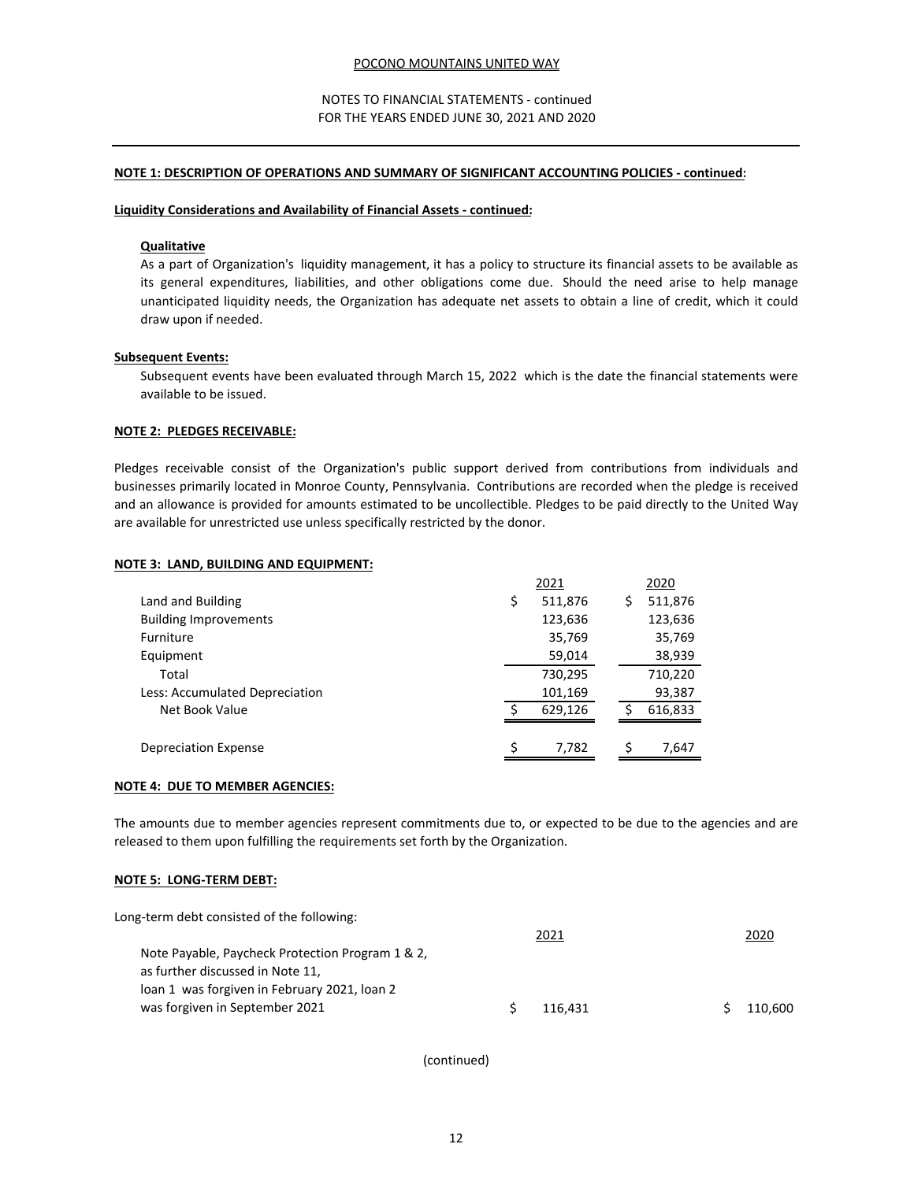POCONO MOUNTAINS UNITED WAY

NOTES TO FINANCIAL STATEMENTS - continued
FOR THE YEARS ENDED JUNE 30, 2021 AND 2020

**NOTE 1: DESCRIPTION OF OPERATIONS AND SUMMARY OF SIGNIFICANT ACCOUNTING POLICIES - continued:**

**Liquidity Considerations and Availability of Financial Assets - continued:**

**Qualitative**

As a part of Organization's liquidity management, it has a policy to structure its financial assets to be available as its general expenditures, liabilities, and other obligations come due. Should the need arise to help manage unanticipated liquidity needs, the Organization has adequate net assets to obtain a line of credit, which it could draw upon if needed.

**Subsequent Events:**

Subsequent events have been evaluated through March 15, 2022 which is the date the financial statements were available to be issued.

**NOTE 2: PLEDGES RECEIVABLE:**

Pledges receivable consist of the Organization's public support derived from contributions from individuals and businesses primarily located in Monroe County, Pennsylvania. Contributions are recorded when the pledge is received and an allowance is provided for amounts estimated to be uncollectible. Pledges to be paid directly to the United Way are available for unrestricted use unless specifically restricted by the donor.

**NOTE 3: LAND, BUILDING AND EQUIPMENT:**

| | 2021 | 2020 |
|---|---|---|
| Land and Building | $ 511,876 | $ 511,876 |
| Building Improvements | 123,636 | 123,636 |
| Furniture | 35,769 | 35,769 |
| Equipment | 59,014 | 38,939 |
| Total | 730,295 | 710,220 |
| Less: Accumulated Depreciation | 101,169 | 93,387 |
| Net Book Value | $ 629,126 | $ 616,833 |
| | | |
| Depreciation Expense | $ 7,782 | $ 7,647 |

**NOTE 4: DUE TO MEMBER AGENCIES:**

The amounts due to member agencies represent commitments due to, or expected to be due to the agencies and are released to them upon fulfilling the requirements set forth by the Organization.

**NOTE 5: LONG-TERM DEBT:**

Long-term debt consisted of the following:

| | 2021 | 2020 |
|---|---|---|
| Note Payable, Paycheck Protection Program 1 & 2, as further discussed in Note 11, loan 1 was forgiven in February 2021, loan 2 was forgiven in September 2021 | $ 116,431 | $ 110,600 |

(continued)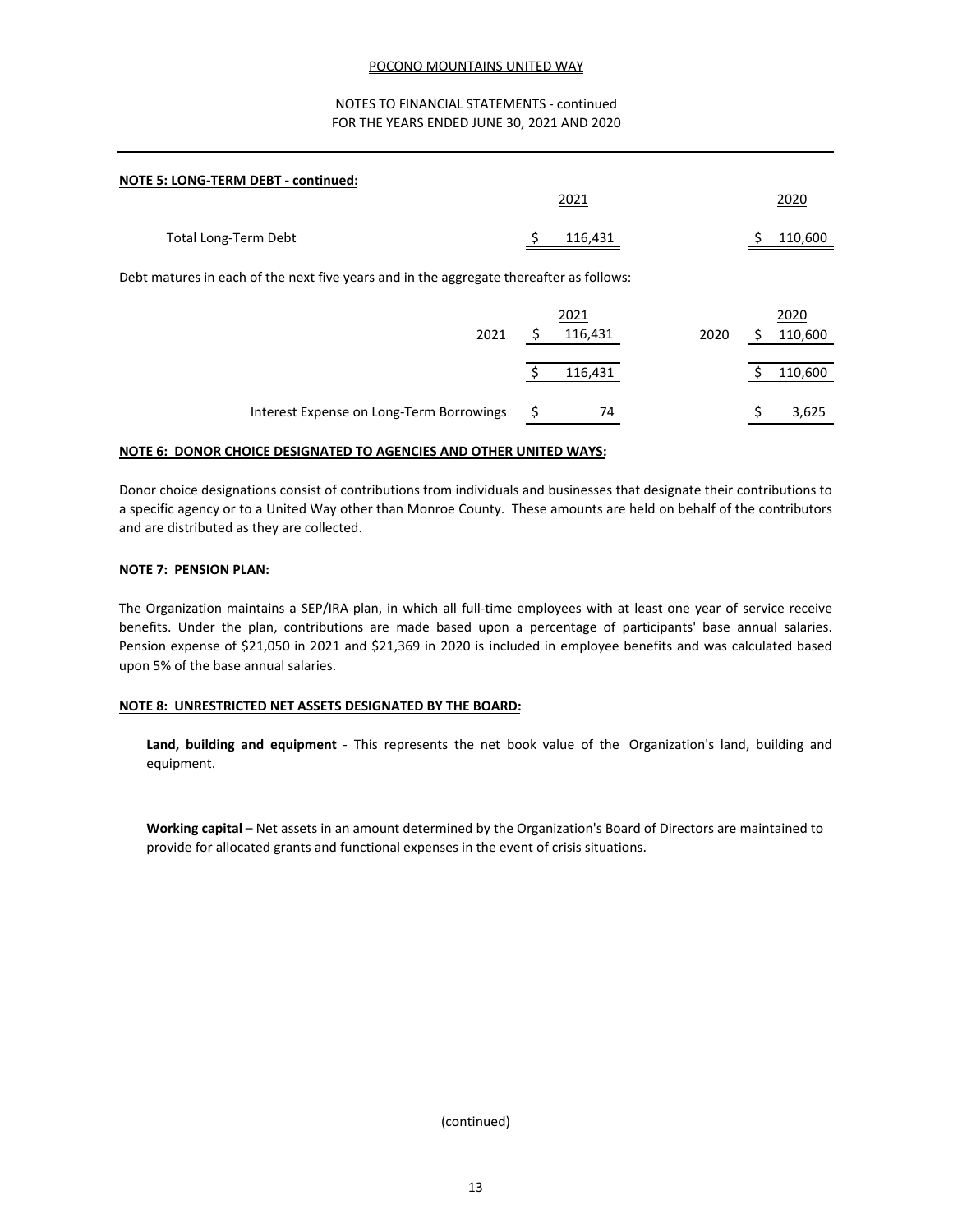POCONO MOUNTAINS UNITED WAY

NOTES TO FINANCIAL STATEMENTS - continued
FOR THE YEARS ENDED JUNE 30, 2021 AND 2020

**NOTE 5: LONG-TERM DEBT - continued:**

| | 2021 | 2020 |
|---|---|---|
| Total Long-Term Debt | $ 116,431 | $ 110,600 |

Debt matures in each of the next five years and in the aggregate thereafter as follows:

| | | 2021 | | 2020 |
|---|---|---|---|---|
| | 2021 | $ 116,431 | 2020 | $ 110,600 |
| | | $ 116,431 | | $ 110,600 |
| Interest Expense on Long-Term Borrowings | | $ 74 | | $ 3,625 |

**NOTE 6: DONOR CHOICE DESIGNATED TO AGENCIES AND OTHER UNITED WAYS:**

Donor choice designations consist of contributions from individuals and businesses that designate their contributions to a specific agency or to a United Way other than Monroe County. These amounts are held on behalf of the contributors and are distributed as they are collected.

**NOTE 7: PENSION PLAN:**

The Organization maintains a SEP/IRA plan, in which all full-time employees with at least one year of service receive benefits. Under the plan, contributions are made based upon a percentage of participants' base annual salaries. Pension expense of $21,050 in 2021 and $21,369 in 2020 is included in employee benefits and was calculated based upon 5% of the base annual salaries.

**NOTE 8: UNRESTRICTED NET ASSETS DESIGNATED BY THE BOARD:**

**Land, building and equipment** - This represents the net book value of the Organization's land, building and equipment.

**Working capital** – Net assets in an amount determined by the Organization's Board of Directors are maintained to provide for allocated grants and functional expenses in the event of crisis situations.

(continued)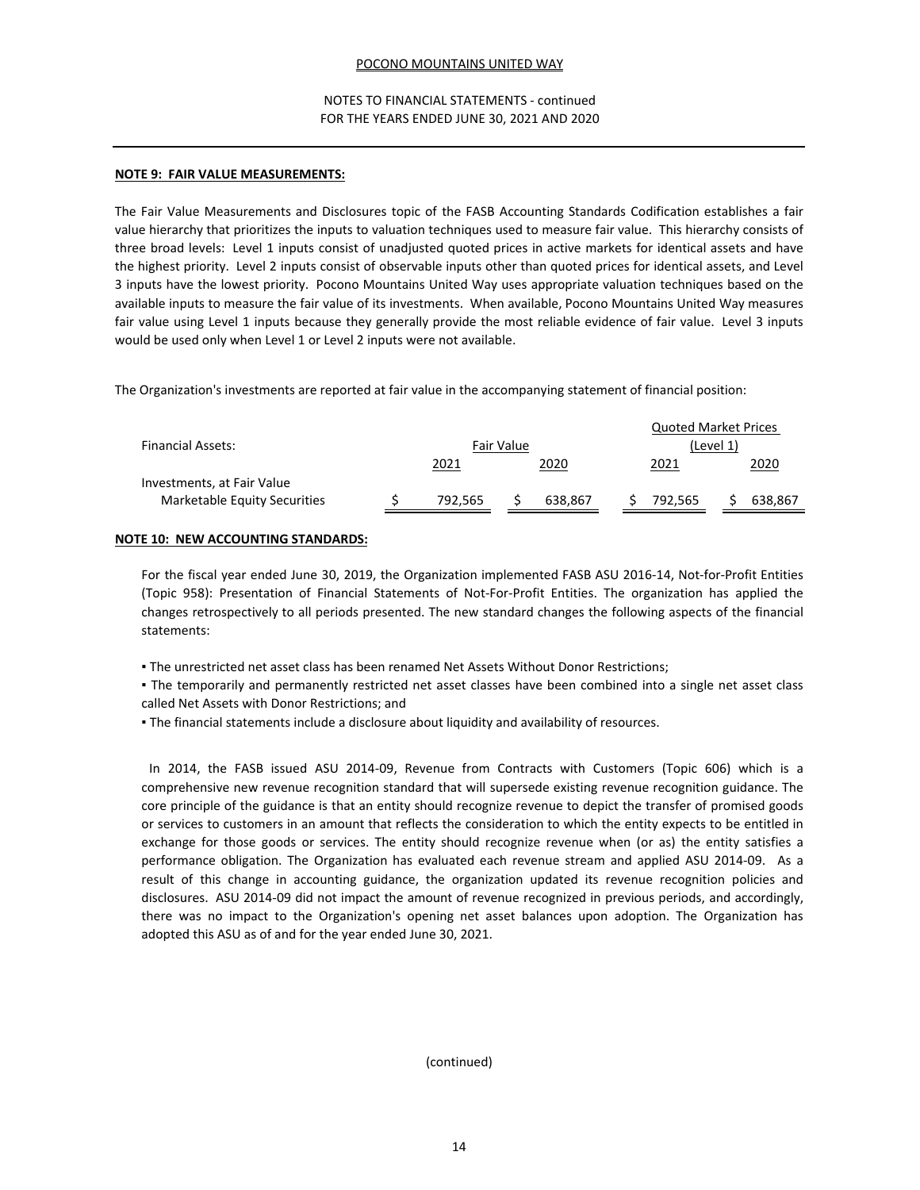POCONO MOUNTAINS UNITED WAY

NOTES TO FINANCIAL STATEMENTS - continued
FOR THE YEARS ENDED JUNE 30, 2021 AND 2020

**NOTE 9: FAIR VALUE MEASUREMENTS:**

The Fair Value Measurements and Disclosures topic of the FASB Accounting Standards Codification establishes a fair value hierarchy that prioritizes the inputs to valuation techniques used to measure fair value. This hierarchy consists of three broad levels: Level 1 inputs consist of unadjusted quoted prices in active markets for identical assets and have the highest priority. Level 2 inputs consist of observable inputs other than quoted prices for identical assets, and Level 3 inputs have the lowest priority. Pocono Mountains United Way uses appropriate valuation techniques based on the available inputs to measure the fair value of its investments. When available, Pocono Mountains United Way measures fair value using Level 1 inputs because they generally provide the most reliable evidence of fair value. Level 3 inputs would be used only when Level 1 or Level 2 inputs were not available.

The Organization's investments are reported at fair value in the accompanying statement of financial position:

| Financial Assets: | Fair Value | | Quoted Market Prices (Level 1) | |
|---|---|---|---|---|
| | 2021 | 2020 | 2021 | 2020 |
| Investments, at Fair Value | | | | |
| Marketable Equity Securities | $ 792,565 | $ 638,867 | $ 792,565 | $ 638,867 |

**NOTE 10: NEW ACCOUNTING STANDARDS:**

For the fiscal year ended June 30, 2019, the Organization implemented FASB ASU 2016-14, Not-for-Profit Entities (Topic 958): Presentation of Financial Statements of Not-For-Profit Entities. The organization has applied the changes retrospectively to all periods presented. The new standard changes the following aspects of the financial statements:

- The unrestricted net asset class has been renamed Net Assets Without Donor Restrictions;
- The temporarily and permanently restricted net asset classes have been combined into a single net asset class called Net Assets with Donor Restrictions; and
- The financial statements include a disclosure about liquidity and availability of resources.

In 2014, the FASB issued ASU 2014-09, Revenue from Contracts with Customers (Topic 606) which is a comprehensive new revenue recognition standard that will supersede existing revenue recognition guidance. The core principle of the guidance is that an entity should recognize revenue to depict the transfer of promised goods or services to customers in an amount that reflects the consideration to which the entity expects to be entitled in exchange for those goods or services. The entity should recognize revenue when (or as) the entity satisfies a performance obligation. The Organization has evaluated each revenue stream and applied ASU 2014-09. As a result of this change in accounting guidance, the organization updated its revenue recognition policies and disclosures. ASU 2014-09 did not impact the amount of revenue recognized in previous periods, and accordingly, there was no impact to the Organization's opening net asset balances upon adoption. The Organization has adopted this ASU as of and for the year ended June 30, 2021.

(continued)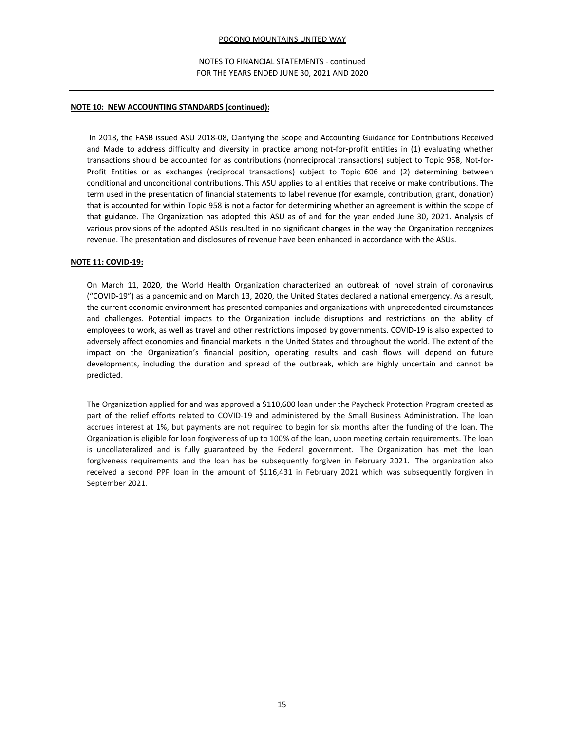**NOTE 10: NEW ACCOUNTING STANDARDS (continued):**

In 2018, the FASB issued ASU 2018-08, Clarifying the Scope and Accounting Guidance for Contributions Received and Made to address difficulty and diversity in practice among not-for-profit entities in (1) evaluating whether transactions should be accounted for as contributions (nonreciprocal transactions) subject to Topic 958, Not-for-Profit Entities or as exchanges (reciprocal transactions) subject to Topic 606 and (2) determining between conditional and unconditional contributions. This ASU applies to all entities that receive or make contributions. The term used in the presentation of financial statements to label revenue (for example, contribution, grant, donation) that is accounted for within Topic 958 is not a factor for determining whether an agreement is within the scope of that guidance. The Organization has adopted this ASU as of and for the year ended June 30, 2021. Analysis of various provisions of the adopted ASUs resulted in no significant changes in the way the Organization recognizes revenue. The presentation and disclosures of revenue have been enhanced in accordance with the ASUs.

**NOTE 11: COVID-19:**

On March 11, 2020, the World Health Organization characterized an outbreak of novel strain of coronavirus ("COVID-19") as a pandemic and on March 13, 2020, the United States declared a national emergency. As a result, the current economic environment has presented companies and organizations with unprecedented circumstances and challenges. Potential impacts to the Organization include disruptions and restrictions on the ability of employees to work, as well as travel and other restrictions imposed by governments. COVID-19 is also expected to adversely affect economies and financial markets in the United States and throughout the world. The extent of the impact on the Organization's financial position, operating results and cash flows will depend on future developments, including the duration and spread of the outbreak, which are highly uncertain and cannot be predicted.

The Organization applied for and was approved a $110,600 loan under the Paycheck Protection Program created as part of the relief efforts related to COVID-19 and administered by the Small Business Administration. The loan accrues interest at 1%, but payments are not required to begin for six months after the funding of the loan. The Organization is eligible for loan forgiveness of up to 100% of the loan, upon meeting certain requirements. The loan is uncollateralized and is fully guaranteed by the Federal government. The Organization has met the loan forgiveness requirements and the loan has be subsequently forgiven in February 2021. The organization also received a second PPP loan in the amount of $116,431 in February 2021 which was subsequently forgiven in September 2021.